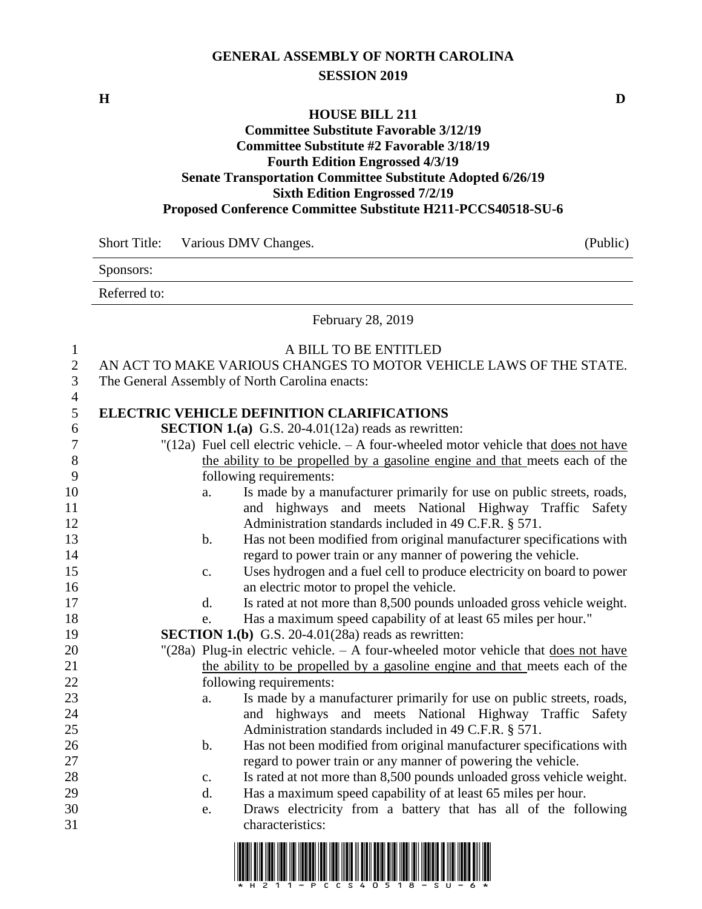# GENERAL ASSEMBLY OF NORTH CAROLINA
## SESSION 2019

**H** **D**

## HOUSE BILL 211
### Committee Substitute Favorable 3/12/19
### Committee Substitute #2 Favorable 3/18/19
### Fourth Edition Engrossed 4/3/19
### Senate Transportation Committee Substitute Adopted 6/26/19
### Sixth Edition Engrossed 7/2/19
### Proposed Conference Committee Substitute H211-PCCS40518-SU-6

Short Title: Various DMV Changes. (Public)

Sponsors:

Referred to:

February 28, 2019

A BILL TO BE ENTITLED

AN ACT TO MAKE VARIOUS CHANGES TO MOTOR VEHICLE LAWS OF THE STATE.

The General Assembly of North Carolina enacts:

**ELECTRIC VEHICLE DEFINITION CLARIFICATIONS**

**SECTION 1.(a)** G.S. 20-4.01(12a) reads as rewritten:

"(12a) Fuel cell electric vehicle. – A four-wheeled motor vehicle that <u>does not have the ability to be propelled by a gasoline engine and that</u> meets each of the following requirements:

a. Is made by a manufacturer primarily for use on public streets, roads, and highways and meets National Highway Traffic Safety Administration standards included in 49 C.F.R. § 571.
b. Has not been modified from original manufacturer specifications with regard to power train or any manner of powering the vehicle.
c. Uses hydrogen and a fuel cell to produce electricity on board to power an electric motor to propel the vehicle.
d. Is rated at not more than 8,500 pounds unloaded gross vehicle weight.
e. Has a maximum speed capability of at least 65 miles per hour."

**SECTION 1.(b)** G.S. 20-4.01(28a) reads as rewritten:

"(28a) Plug-in electric vehicle. – A four-wheeled motor vehicle that <u>does not have the ability to be propelled by a gasoline engine and that</u> meets each of the following requirements:

a. Is made by a manufacturer primarily for use on public streets, roads, and highways and meets National Highway Traffic Safety Administration standards included in 49 C.F.R. § 571.
b. Has not been modified from original manufacturer specifications with regard to power train or any manner of powering the vehicle.
c. Is rated at not more than 8,500 pounds unloaded gross vehicle weight.
d. Has a maximum speed capability of at least 65 miles per hour.
e. Draws electricity from a battery that has all of the following characteristics: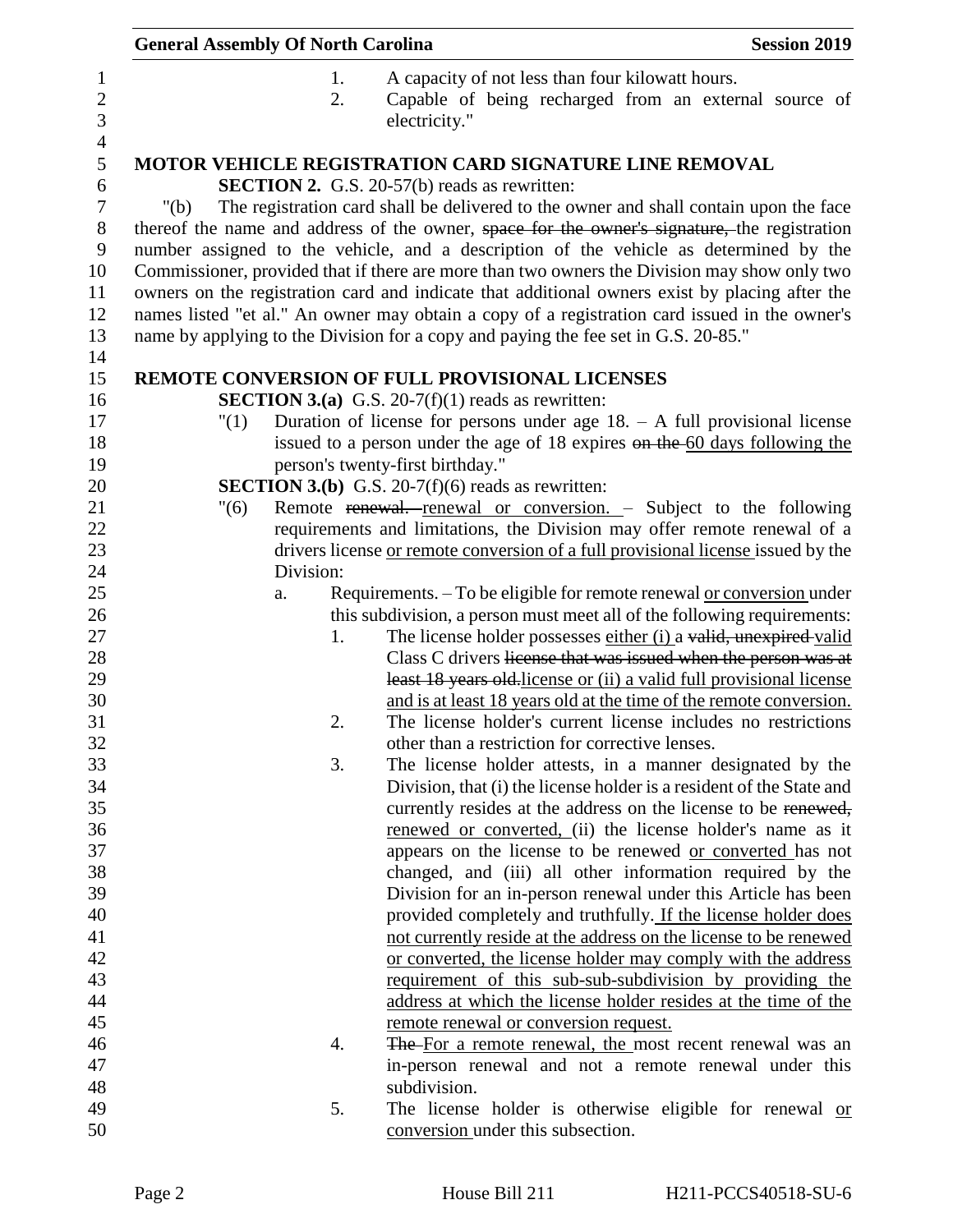1. A capacity of not less than four kilowatt hours.
2. Capable of being recharged from an external source of electricity."

**MOTOR VEHICLE REGISTRATION CARD SIGNATURE LINE REMOVAL**

**SECTION 2.** G.S. 20-57(b) reads as rewritten:

"(b) The registration card shall be delivered to the owner and shall contain upon the face thereof the name and address of the owner, ~~space for the owner's signature,~~ the registration number assigned to the vehicle, and a description of the vehicle as determined by the Commissioner, provided that if there are more than two owners the Division may show only two owners on the registration card and indicate that additional owners exist by placing after the names listed "et al." An owner may obtain a copy of a registration card issued in the owner's name by applying to the Division for a copy and paying the fee set in G.S. 20-85."

**REMOTE CONVERSION OF FULL PROVISIONAL LICENSES**

**SECTION 3.(a)** G.S. 20-7(f)(1) reads as rewritten:

"(1) Duration of license for persons under age 18. – A full provisional license issued to a person under the age of 18 expires ~~on the~~ <u>60 days following the</u> person's twenty-first birthday."

**SECTION 3.(b)** G.S. 20-7(f)(6) reads as rewritten:

"(6) Remote ~~renewal.~~ <u>renewal or conversion.</u> – Subject to the following requirements and limitations, the Division may offer remote renewal of a drivers license <u>or remote conversion of a full provisional license</u> issued by the Division:

a. Requirements. – To be eligible for remote renewal <u>or conversion</u> under this subdivision, a person must meet all of the following requirements:

1. The license holder possesses <u>either (i)</u> a ~~valid, unexpired~~ <u>valid</u> Class C drivers ~~license that was issued when the person was at least 18 years old.~~<u>license or (ii) a valid full provisional license and is at least 18 years old at the time of the remote conversion.</u>
2. The license holder's current license includes no restrictions other than a restriction for corrective lenses.
3. The license holder attests, in a manner designated by the Division, that (i) the license holder is a resident of the State and currently resides at the address on the license to be ~~renewed,~~ <u>renewed or converted,</u> (ii) the license holder's name as it appears on the license to be renewed <u>or converted</u> has not changed, and (iii) all other information required by the Division for an in-person renewal under this Article has been provided completely and truthfully. <u>If the license holder does not currently reside at the address on the license to be renewed or converted, the license holder may comply with the address requirement of this sub-sub-subdivision by providing the address at which the license holder resides at the time of the remote renewal or conversion request.</u>
4. ~~The~~ <u>For a remote renewal, the</u> most recent renewal was an in-person renewal and not a remote renewal under this subdivision.
5. The license holder is otherwise eligible for renewal <u>or conversion</u> under this subsection.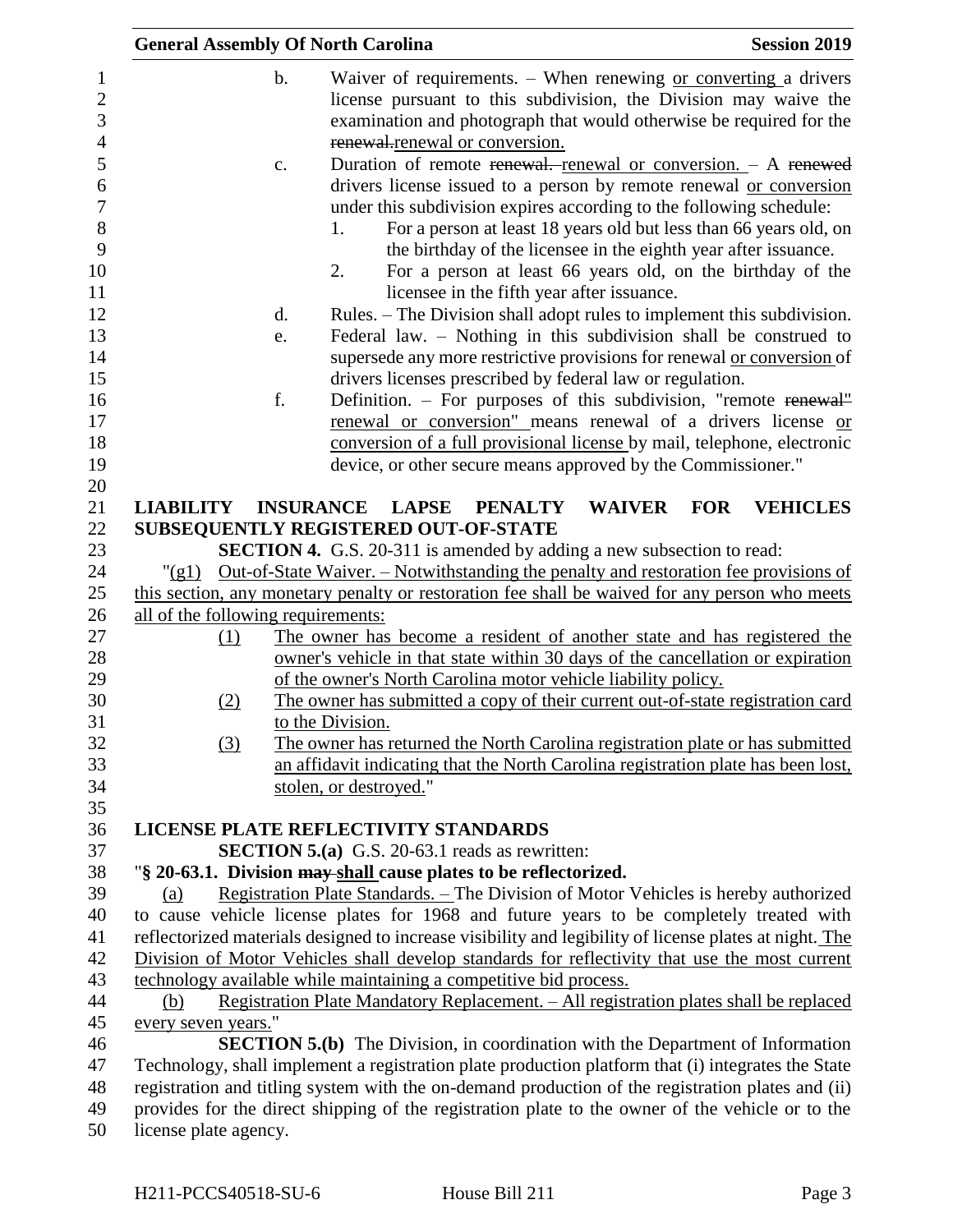b. Waiver of requirements. – When renewing or converting a drivers license pursuant to this subdivision, the Division may waive the examination and photograph that would otherwise be required for the ~~renewal.~~renewal or conversion.

c. Duration of remote ~~renewal.~~ renewal or conversion. – A ~~renewed~~ drivers license issued to a person by remote renewal or conversion under this subdivision expires according to the following schedule:

1. For a person at least 18 years old but less than 66 years old, on the birthday of the licensee in the eighth year after issuance.
2. For a person at least 66 years old, on the birthday of the licensee in the fifth year after issuance.

d. Rules. – The Division shall adopt rules to implement this subdivision.

e. Federal law. – Nothing in this subdivision shall be construed to supersede any more restrictive provisions for renewal or conversion of drivers licenses prescribed by federal law or regulation.

f. Definition. – For purposes of this subdivision, "remote ~~renewal"~~ renewal or conversion" means renewal of a drivers license or conversion of a full provisional license by mail, telephone, electronic device, or other secure means approved by the Commissioner."

**LIABILITY INSURANCE LAPSE PENALTY WAIVER FOR VEHICLES SUBSEQUENTLY REGISTERED OUT-OF-STATE**

**SECTION 4.** G.S. 20-311 is amended by adding a new subsection to read:

"(g1) Out-of-State Waiver. – Notwithstanding the penalty and restoration fee provisions of this section, any monetary penalty or restoration fee shall be waived for any person who meets all of the following requirements:

(1) The owner has become a resident of another state and has registered the owner's vehicle in that state within 30 days of the cancellation or expiration of the owner's North Carolina motor vehicle liability policy.

(2) The owner has submitted a copy of their current out-of-state registration card to the Division.

(3) The owner has returned the North Carolina registration plate or has submitted an affidavit indicating that the North Carolina registration plate has been lost, stolen, or destroyed."

**LICENSE PLATE REFLECTIVITY STANDARDS**

**SECTION 5.(a)** G.S. 20-63.1 reads as rewritten:

"**§ 20-63.1. Division ~~may~~ shall cause plates to be reflectorized.**

(a) Registration Plate Standards. – The Division of Motor Vehicles is hereby authorized to cause vehicle license plates for 1968 and future years to be completely treated with reflectorized materials designed to increase visibility and legibility of license plates at night. The Division of Motor Vehicles shall develop standards for reflectivity that use the most current technology available while maintaining a competitive bid process.

(b) Registration Plate Mandatory Replacement. – All registration plates shall be replaced every seven years."

**SECTION 5.(b)** The Division, in coordination with the Department of Information Technology, shall implement a registration plate production platform that (i) integrates the State registration and titling system with the on-demand production of the registration plates and (ii) provides for the direct shipping of the registration plate to the owner of the vehicle or to the license plate agency.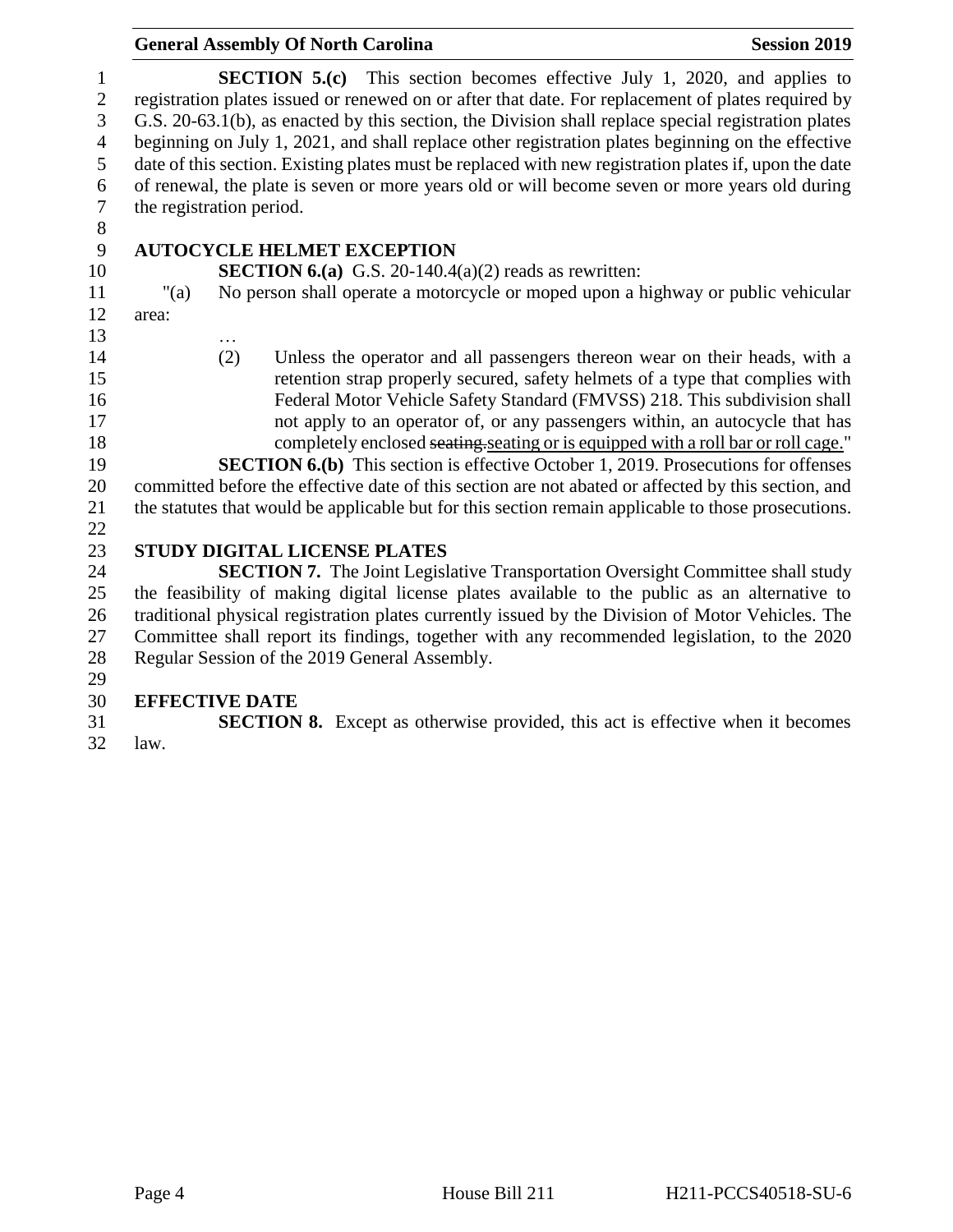**SECTION 5.(c)** This section becomes effective July 1, 2020, and applies to registration plates issued or renewed on or after that date. For replacement of plates required by G.S. 20-63.1(b), as enacted by this section, the Division shall replace special registration plates beginning on July 1, 2021, and shall replace other registration plates beginning on the effective date of this section. Existing plates must be replaced with new registration plates if, upon the date of renewal, the plate is seven or more years old or will become seven or more years old during the registration period.

**AUTOCYCLE HELMET EXCEPTION**

**SECTION 6.(a)** G.S. 20-140.4(a)(2) reads as rewritten:

"(a) No person shall operate a motorcycle or moped upon a highway or public vehicular area:

…

(2) Unless the operator and all passengers thereon wear on their heads, with a retention strap properly secured, safety helmets of a type that complies with Federal Motor Vehicle Safety Standard (FMVSS) 218. This subdivision shall not apply to an operator of, or any passengers within, an autocycle that has completely enclosed ~~seating.~~seating or is equipped with a roll bar or roll cage."

**SECTION 6.(b)** This section is effective October 1, 2019. Prosecutions for offenses committed before the effective date of this section are not abated or affected by this section, and the statutes that would be applicable but for this section remain applicable to those prosecutions.

**STUDY DIGITAL LICENSE PLATES**

**SECTION 7.** The Joint Legislative Transportation Oversight Committee shall study the feasibility of making digital license plates available to the public as an alternative to traditional physical registration plates currently issued by the Division of Motor Vehicles. The Committee shall report its findings, together with any recommended legislation, to the 2020 Regular Session of the 2019 General Assembly.

**EFFECTIVE DATE**

**SECTION 8.** Except as otherwise provided, this act is effective when it becomes law.